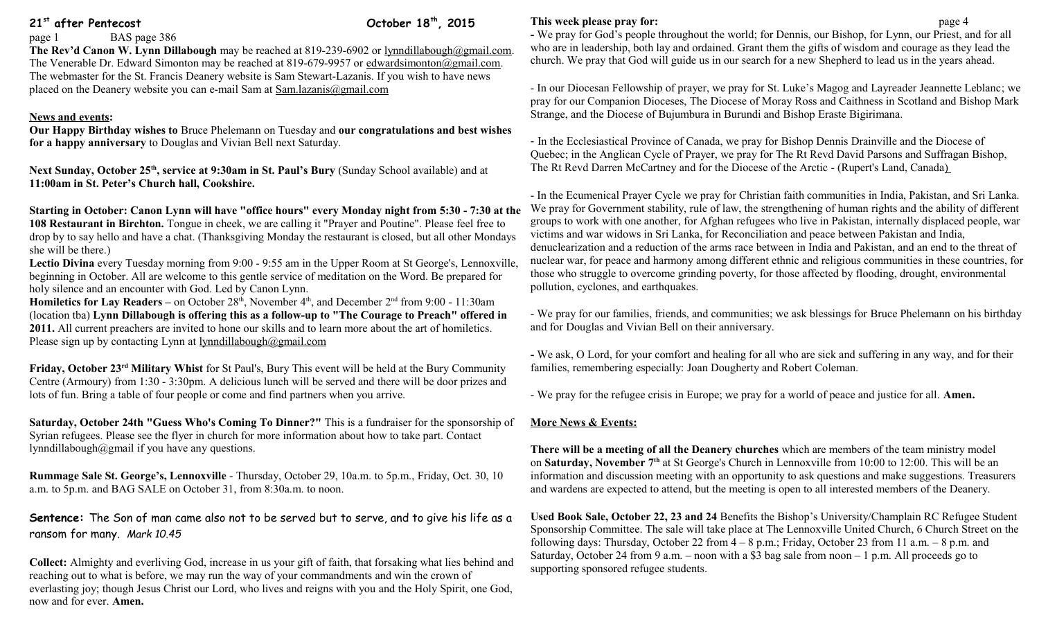# 21st after Pentecost — October 18th, 2015

BAS page 386

**The Rev'd Canon W. Lynn Dillabough** may be reached at 819-239-6902 or lynndillabough@gmail.com. The Venerable Dr. Edward Simonton may be reached at 819-679-9957 or edwardsimonton@gmail.com. The webmaster for the St. Francis Deanery website is Sam Stewart-Lazanis. If you wish to have news placed on the Deanery website you can e-mail Sam at Sam.lazanis@gmail.com

## News and events:

**Our Happy Birthday wishes to** Bruce Phelemann on Tuesday and **our congratulations and best wishes for a happy anniversary** to Douglas and Vivian Bell next Saturday.

**Next Sunday, October 25th, service at 9:30am in St. Paul's Bury** (Sunday School available) and at **11:00am in St. Peter's Church hall, Cookshire.**

**Starting in October: Canon Lynn will have "office hours" every Monday night from 5:30 - 7:30 at the 108 Restaurant in Birchton.** Tongue in cheek, we are calling it "Prayer and Poutine". Please feel free to drop by to say hello and have a chat. (Thanksgiving Monday the restaurant is closed, but all other Mondays she will be there.)

**Lectio Divina** every Tuesday morning from 9:00 - 9:55 am in the Upper Room at St George's, Lennoxville, beginning in October. All are welcome to this gentle service of meditation on the Word. Be prepared for holy silence and an encounter with God. Led by Canon Lynn.

**Homiletics for Lay Readers –** on October 28th, November 4th, and December 2nd from 9:00 - 11:30am (location tba) **Lynn Dillabough is offering this as a follow-up to "The Courage to Preach" offered in 2011.** All current preachers are invited to hone our skills and to learn more about the art of homiletics. Please sign up by contacting Lynn at lynndillabough@gmail.com

**Friday, October 23rd Military Whist** for St Paul's, Bury This event will be held at the Bury Community Centre (Armoury) from 1:30 - 3:30pm. A delicious lunch will be served and there will be door prizes and lots of fun. Bring a table of four people or come and find partners when you arrive.

**Saturday, October 24th "Guess Who's Coming To Dinner?"** This is a fundraiser for the sponsorship of Syrian refugees. Please see the flyer in church for more information about how to take part. Contact lynndillabough@gmail if you have any questions.

**Rummage Sale St. George's, Lennoxville** - Thursday, October 29, 10a.m. to 5p.m., Friday, Oct. 30, 10 a.m. to 5p.m. and BAG SALE on October 31, from 8:30a.m. to noon.

**Sentence:** The Son of man came also not to be served but to serve, and to give his life as a ransom for many. *Mark 10.45*

**Collect:** Almighty and everliving God, increase in us your gift of faith, that forsaking what lies behind and reaching out to what is before, we may run the way of your commandments and win the crown of everlasting joy; though Jesus Christ our Lord, who lives and reigns with you and the Holy Spirit, one God, now and for ever. **Amen.**

**This week please pray for:**

- We pray for God's people throughout the world; for Dennis, our Bishop, for Lynn, our Priest, and for all who are in leadership, both lay and ordained. Grant them the gifts of wisdom and courage as they lead the church. We pray that God will guide us in our search for a new Shepherd to lead us in the years ahead.

- In our Diocesan Fellowship of prayer, we pray for St. Luke's Magog and Layreader Jeannette Leblanc; we pray for our Companion Dioceses, The Diocese of Moray Ross and Caithness in Scotland and Bishop Mark Strange, and the Diocese of Bujumbura in Burundi and Bishop Eraste Bigirimana.

- In the Ecclesiastical Province of Canada, we pray for Bishop Dennis Drainville and the Diocese of Quebec; in the Anglican Cycle of Prayer, we pray for The Rt Revd David Parsons and Suffragan Bishop, The Rt Revd Darren McCartney and for the Diocese of the Arctic - (Rupert's Land, Canada)

- In the Ecumenical Prayer Cycle we pray for Christian faith communities in India, Pakistan, and Sri Lanka. We pray for Government stability, rule of law, the strengthening of human rights and the ability of different groups to work with one another, for Afghan refugees who live in Pakistan, internally displaced people, war victims and war widows in Sri Lanka, for Reconciliation and peace between Pakistan and India, denuclearization and a reduction of the arms race between in India and Pakistan, and an end to the threat of nuclear war, for peace and harmony among different ethnic and religious communities in these countries, for those who struggle to overcome grinding poverty, for those affected by flooding, drought, environmental pollution, cyclones, and earthquakes.

- We pray for our families, friends, and communities; we ask blessings for Bruce Phelemann on his birthday and for Douglas and Vivian Bell on their anniversary.

- We ask, O Lord, for your comfort and healing for all who are sick and suffering in any way, and for their families, remembering especially: Joan Dougherty and Robert Coleman.

- We pray for the refugee crisis in Europe; we pray for a world of peace and justice for all. **Amen.**

## More News & Events:

**There will be a meeting of all the Deanery churches** which are members of the team ministry model on **Saturday, November 7th** at St George's Church in Lennoxville from 10:00 to 12:00. This will be an information and discussion meeting with an opportunity to ask questions and make suggestions. Treasurers and wardens are expected to attend, but the meeting is open to all interested members of the Deanery.

**Used Book Sale, October 22, 23 and 24** Benefits the Bishop's University/Champlain RC Refugee Student Sponsorship Committee. The sale will take place at The Lennoxville United Church, 6 Church Street on the following days: Thursday, October 22 from 4 – 8 p.m.; Friday, October 23 from 11 a.m. – 8 p.m. and Saturday, October 24 from 9 a.m. – noon with a $3 bag sale from noon – 1 p.m. All proceeds go to supporting sponsored refugee students.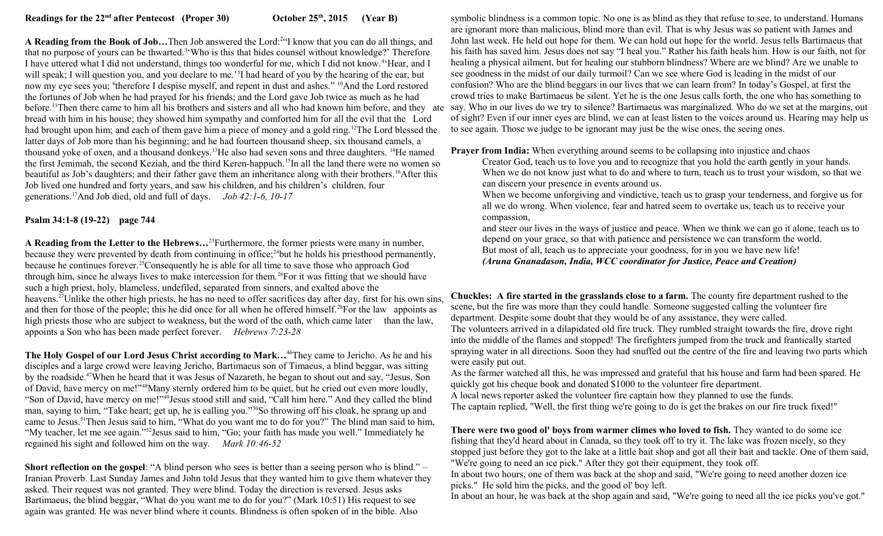**Readings for the 22nd after Pentecost (Proper 30) October 25th, 2015 (Year B)**

**A Reading from the Book of Job…**Then Job answered the Lord:[2]"I know that you can do all things, and that no purpose of yours can be thwarted.[3]'Who is this that hides counsel without knowledge?' Therefore I have uttered what I did not understand, things too wonderful for me, which I did not know.[4]'Hear, and I will speak; I will question you, and you declare to me.'[5]I had heard of you by the hearing of the ear, but now my eye sees you; [6]therefore I despise myself, and repent in dust and ashes." [10]And the Lord restored the fortunes of Job when he had prayed for his friends; and the Lord gave Job twice as much as he had before.[11]Then there came to him all his brothers and sisters and all who had known him before, and they ate bread with him in his house; they showed him sympathy and comforted him for all the evil that the Lord had brought upon him; and each of them gave him a piece of money and a gold ring.[12]The Lord blessed the latter days of Job more than his beginning; and he had fourteen thousand sheep, six thousand camels, a thousand yoke of oxen, and a thousand donkeys.[13]He also had seven sons and three daughters. [14]He named the first Jemimah, the second Keziah, and the third Keren-happuch.[15]In all the land there were no women so beautiful as Job's daughters; and their father gave them an inheritance along with their brothers.[16]After this Job lived one hundred and forty years, and saw his children, and his children's children, four generations.[17]And Job died, old and full of days. *Job 42:1-6, 10-17*

**Psalm 34:1-8 (19-22) page 744**

**A Reading from the Letter to the Hebrews…**[23]Furthermore, the former priests were many in number, because they were prevented by death from continuing in office;[24]but he holds his priesthood permanently, because he continues forever.[25]Consequently he is able for all time to save those who approach God through him, since he always lives to make intercession for them.[26]For it was fitting that we should have such a high priest, holy, blameless, undefiled, separated from sinners, and exalted above the heavens.[27]Unlike the other high priests, he has no need to offer sacrifices day after day, first for his own sins, and then for those of the people; this he did once for all when he offered himself.[28]For the law appoints as high priests those who are subject to weakness, but the word of the oath, which came later than the law, appoints a Son who has been made perfect forever. *Hebrews 7:23-28*

**The Holy Gospel of our Lord Jesus Christ according to Mark…**[46]They came to Jericho. As he and his disciples and a large crowd were leaving Jericho, Bartimaeus son of Timaeus, a blind beggar, was sitting by the roadside.[47]When he heard that it was Jesus of Nazareth, he began to shout out and say, "Jesus, Son of David, have mercy on me!"[48]Many sternly ordered him to be quiet, but he cried out even more loudly, "Son of David, have mercy on me!"[49]Jesus stood still and said, "Call him here." And they called the blind man, saying to him, "Take heart; get up, he is calling you."[50]So throwing off his cloak, he sprang up and came to Jesus.[51]Then Jesus said to him, "What do you want me to do for you?" The blind man said to him, "My teacher, let me see again."[52]Jesus said to him, "Go; your faith has made you well." Immediately he regained his sight and followed him on the way. *Mark 10:46-52*

**Short reflection on the gospel**: "A blind person who sees is better than a seeing person who is blind." – Iranian Proverb. Last Sunday James and John told Jesus that they wanted him to give them whatever they asked. Their request was not granted. They were blind. Today the direction is reversed. Jesus asks Bartimaeus, the blind beggar, "What do you want me to do for you?" (Mark 10:51) His request to see again was granted. He was never blind where it counts. Blindness is often spoken of in the bible. Also symbolic blindness is a common topic. No one is as blind as they that refuse to see, to understand. Humans are ignorant more than malicious, blind more than evil. That is why Jesus was so patient with James and John last week. He held out hope for them. We can hold out hope for the world. Jesus tells Bartimaeus that his faith has saved him. Jesus does not say "I heal you." Rather his faith heals him. How is our faith, not for healing a physical ailment, but for healing our stubborn blindness? Where are we blind? Are we unable to see goodness in the midst of our daily turmoil? Can we see where God is leading in the midst of our confusion? Who are the blind beggars in our lives that we can learn from? In today's Gospel, at first the crowd tries to make Bartimaeus be silent. Yet he is the one Jesus calls forth, the one who has something to say. Who in our lives do we try to silence? Bartimaeus was marginalized. Who do we set at the margins, out of sight? Even if our inner eyes are blind, we can at least listen to the voices around us. Hearing may help us to see again. Those we judge to be ignorant may just be the wise ones, the seeing ones.

**Prayer from India:** When everything around seems to be collapsing into injustice and chaos

> Creator God, teach us to love you and to recognize that you hold the earth gently in your hands.
> When we do not know just what to do and where to turn, teach us to trust your wisdom, so that we can discern your presence in events around us.
> When we become unforgiving and vindictive, teach us to grasp your tenderness, and forgive us for all we do wrong. When violence, fear and hatred seem to overtake us, teach us to receive your compassion,
> and steer our lives in the ways of justice and peace. When we think we can go it alone, teach us to depend on your grace, so that with patience and persistence we can transform the world.
> But most of all, teach us to appreciate your goodness, for in you we have new life!
> ***(Aruna Gnanadason, India, WCC coordinator for Justice, Peace and Creation)***

**Chuckles: A fire started in the grasslands close to a farm.** The county fire department rushed to the scene, but the fire was more than they could handle. Someone suggested calling the volunteer fire department. Despite some doubt that they would be of any assistance, they were called.

The volunteers arrived in a dilapidated old fire truck. They rumbled straight towards the fire, drove right into the middle of the flames and stopped! The firefighters jumped from the truck and frantically started spraying water in all directions. Soon they had snuffed out the centre of the fire and leaving two parts which were easily put out.

As the farmer watched all this, he was impressed and grateful that his house and farm had been spared. He quickly got his cheque book and donated $1000 to the volunteer fire department.

A local news reporter asked the volunteer fire captain how they planned to use the funds.

The captain replied, "Well, the first thing we're going to do is get the brakes on our fire truck fixed!"

**There were two good ol' boys from warmer climes who loved to fish.** They wanted to do some ice fishing that they'd heard about in Canada, so they took off to try it. The lake was frozen nicely, so they stopped just before they got to the lake at a little bait shop and got all their bait and tackle. One of them said, "We're going to need an ice pick." After they got their equipment, they took off.

In about two hours, one of them was back at the shop and said, "We're going to need another dozen ice picks." He sold him the picks, and the good ol' boy left.

In about an hour, he was back at the shop again and said, "We're going to need all the ice picks you've got."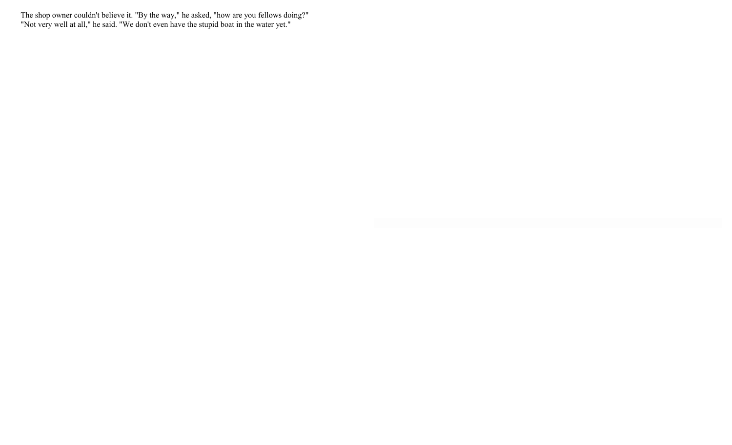The shop owner couldn't believe it. "By the way," he asked, "how are you fellows doing?"
"Not very well at all," he said. "We don't even have the stupid boat in the water yet."